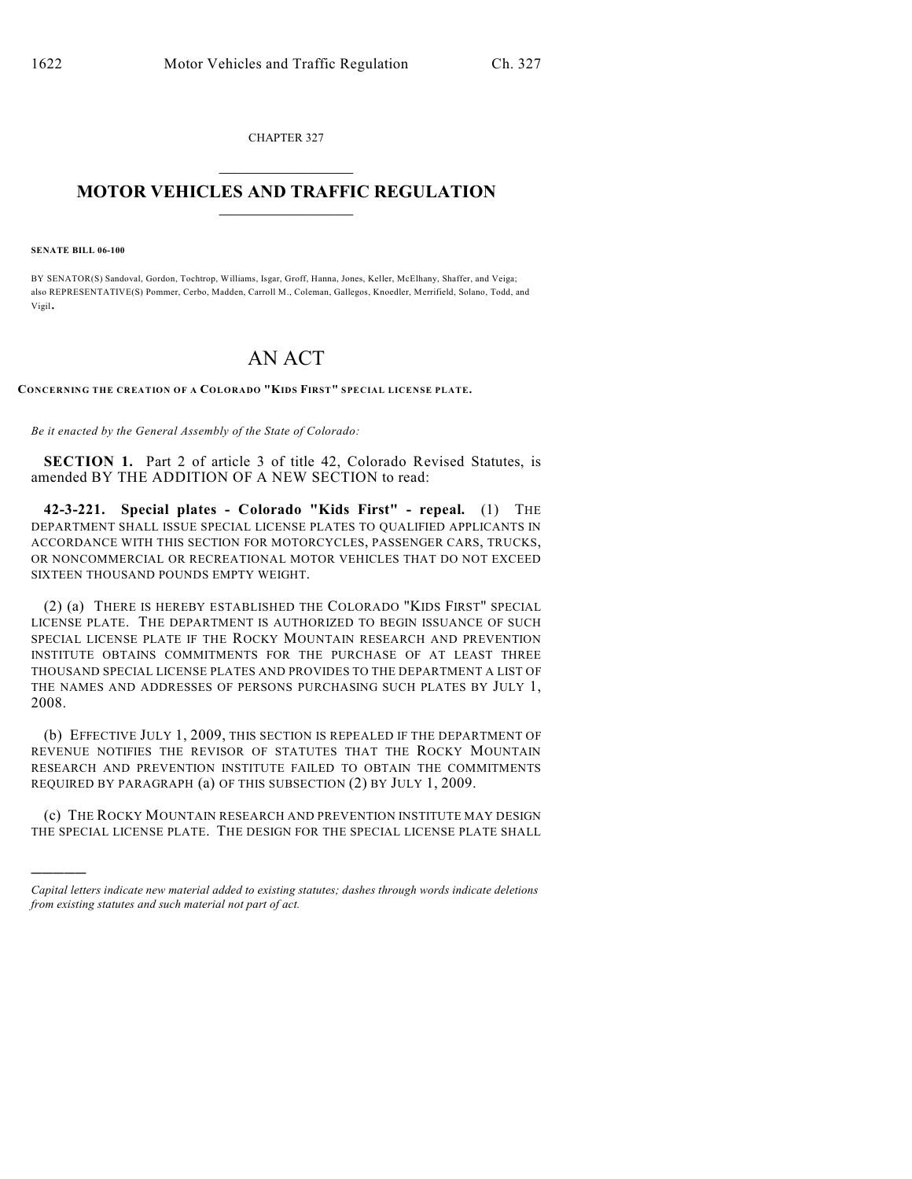CHAPTER 327

# MOTOR VEHICLES AND TRAFFIC REGULATION

**SENATE BILL 06-100**

BY SENATOR(S) Sandoval, Gordon, Tochtrop, Williams, Isgar, Groff, Hanna, Jones, Keller, McElhany, Shaffer, and Veiga;
also REPRESENTATIVE(S) Pommer, Cerbo, Madden, Carroll M., Coleman, Gallegos, Knoedler, Merrifield, Solano, Todd, and Vigil.

# AN ACT

**CONCERNING THE CREATION OF A COLORADO "KIDS FIRST" SPECIAL LICENSE PLATE.**

*Be it enacted by the General Assembly of the State of Colorado:*

**SECTION 1.** Part 2 of article 3 of title 42, Colorado Revised Statutes, is amended BY THE ADDITION OF A NEW SECTION to read:

**42-3-221. Special plates - Colorado "Kids First" - repeal.** (1) THE DEPARTMENT SHALL ISSUE SPECIAL LICENSE PLATES TO QUALIFIED APPLICANTS IN ACCORDANCE WITH THIS SECTION FOR MOTORCYCLES, PASSENGER CARS, TRUCKS, OR NONCOMMERCIAL OR RECREATIONAL MOTOR VEHICLES THAT DO NOT EXCEED SIXTEEN THOUSAND POUNDS EMPTY WEIGHT.

(2) (a) THERE IS HEREBY ESTABLISHED THE COLORADO "KIDS FIRST" SPECIAL LICENSE PLATE. THE DEPARTMENT IS AUTHORIZED TO BEGIN ISSUANCE OF SUCH SPECIAL LICENSE PLATE IF THE ROCKY MOUNTAIN RESEARCH AND PREVENTION INSTITUTE OBTAINS COMMITMENTS FOR THE PURCHASE OF AT LEAST THREE THOUSAND SPECIAL LICENSE PLATES AND PROVIDES TO THE DEPARTMENT A LIST OF THE NAMES AND ADDRESSES OF PERSONS PURCHASING SUCH PLATES BY JULY 1, 2008.

(b) EFFECTIVE JULY 1, 2009, THIS SECTION IS REPEALED IF THE DEPARTMENT OF REVENUE NOTIFIES THE REVISOR OF STATUTES THAT THE ROCKY MOUNTAIN RESEARCH AND PREVENTION INSTITUTE FAILED TO OBTAIN THE COMMITMENTS REQUIRED BY PARAGRAPH (a) OF THIS SUBSECTION (2) BY JULY 1, 2009.

(c) THE ROCKY MOUNTAIN RESEARCH AND PREVENTION INSTITUTE MAY DESIGN THE SPECIAL LICENSE PLATE. THE DESIGN FOR THE SPECIAL LICENSE PLATE SHALL

*Capital letters indicate new material added to existing statutes; dashes through words indicate deletions from existing statutes and such material not part of act.*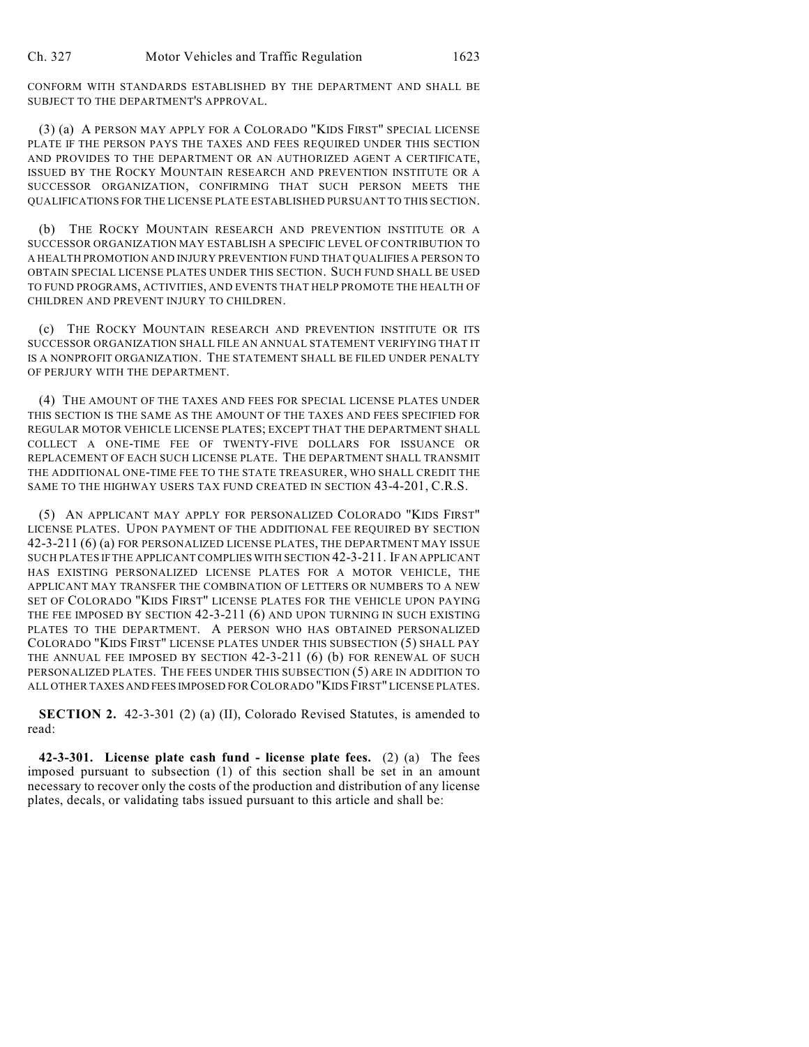CONFORM WITH STANDARDS ESTABLISHED BY THE DEPARTMENT AND SHALL BE SUBJECT TO THE DEPARTMENT'S APPROVAL.

(3) (a) A PERSON MAY APPLY FOR A COLORADO "KIDS FIRST" SPECIAL LICENSE PLATE IF THE PERSON PAYS THE TAXES AND FEES REQUIRED UNDER THIS SECTION AND PROVIDES TO THE DEPARTMENT OR AN AUTHORIZED AGENT A CERTIFICATE, ISSUED BY THE ROCKY MOUNTAIN RESEARCH AND PREVENTION INSTITUTE OR A SUCCESSOR ORGANIZATION, CONFIRMING THAT SUCH PERSON MEETS THE QUALIFICATIONS FOR THE LICENSE PLATE ESTABLISHED PURSUANT TO THIS SECTION.

(b) THE ROCKY MOUNTAIN RESEARCH AND PREVENTION INSTITUTE OR A SUCCESSOR ORGANIZATION MAY ESTABLISH A SPECIFIC LEVEL OF CONTRIBUTION TO A HEALTH PROMOTION AND INJURY PREVENTION FUND THAT QUALIFIES A PERSON TO OBTAIN SPECIAL LICENSE PLATES UNDER THIS SECTION. SUCH FUND SHALL BE USED TO FUND PROGRAMS, ACTIVITIES, AND EVENTS THAT HELP PROMOTE THE HEALTH OF CHILDREN AND PREVENT INJURY TO CHILDREN.

(c) THE ROCKY MOUNTAIN RESEARCH AND PREVENTION INSTITUTE OR ITS SUCCESSOR ORGANIZATION SHALL FILE AN ANNUAL STATEMENT VERIFYING THAT IT IS A NONPROFIT ORGANIZATION. THE STATEMENT SHALL BE FILED UNDER PENALTY OF PERJURY WITH THE DEPARTMENT.

(4) THE AMOUNT OF THE TAXES AND FEES FOR SPECIAL LICENSE PLATES UNDER THIS SECTION IS THE SAME AS THE AMOUNT OF THE TAXES AND FEES SPECIFIED FOR REGULAR MOTOR VEHICLE LICENSE PLATES; EXCEPT THAT THE DEPARTMENT SHALL COLLECT A ONE-TIME FEE OF TWENTY-FIVE DOLLARS FOR ISSUANCE OR REPLACEMENT OF EACH SUCH LICENSE PLATE. THE DEPARTMENT SHALL TRANSMIT THE ADDITIONAL ONE-TIME FEE TO THE STATE TREASURER, WHO SHALL CREDIT THE SAME TO THE HIGHWAY USERS TAX FUND CREATED IN SECTION 43-4-201, C.R.S.

(5) AN APPLICANT MAY APPLY FOR PERSONALIZED COLORADO "KIDS FIRST" LICENSE PLATES. UPON PAYMENT OF THE ADDITIONAL FEE REQUIRED BY SECTION 42-3-211 (6) (a) FOR PERSONALIZED LICENSE PLATES, THE DEPARTMENT MAY ISSUE SUCH PLATES IF THE APPLICANT COMPLIES WITH SECTION 42-3-211. IF AN APPLICANT HAS EXISTING PERSONALIZED LICENSE PLATES FOR A MOTOR VEHICLE, THE APPLICANT MAY TRANSFER THE COMBINATION OF LETTERS OR NUMBERS TO A NEW SET OF COLORADO "KIDS FIRST" LICENSE PLATES FOR THE VEHICLE UPON PAYING THE FEE IMPOSED BY SECTION 42-3-211 (6) AND UPON TURNING IN SUCH EXISTING PLATES TO THE DEPARTMENT. A PERSON WHO HAS OBTAINED PERSONALIZED COLORADO "KIDS FIRST" LICENSE PLATES UNDER THIS SUBSECTION (5) SHALL PAY THE ANNUAL FEE IMPOSED BY SECTION 42-3-211 (6) (b) FOR RENEWAL OF SUCH PERSONALIZED PLATES. THE FEES UNDER THIS SUBSECTION (5) ARE IN ADDITION TO ALL OTHER TAXES AND FEES IMPOSED FOR COLORADO "KIDS FIRST" LICENSE PLATES.

**SECTION 2.** 42-3-301 (2) (a) (II), Colorado Revised Statutes, is amended to read:

**42-3-301. License plate cash fund - license plate fees.** (2) (a) The fees imposed pursuant to subsection (1) of this section shall be set in an amount necessary to recover only the costs of the production and distribution of any license plates, decals, or validating tabs issued pursuant to this article and shall be: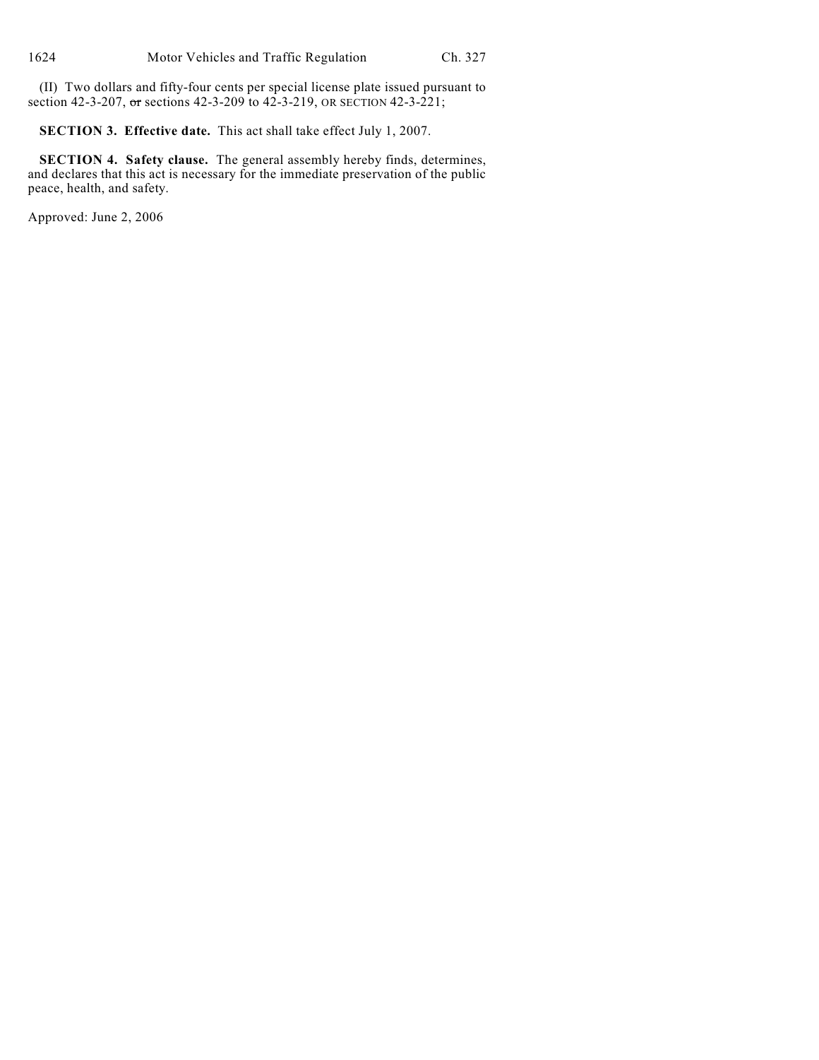(II) Two dollars and fifty-four cents per special license plate issued pursuant to section 42-3-207, ~~or~~ sections 42-3-209 to 42-3-219, OR SECTION 42-3-221;

**SECTION 3. Effective date.** This act shall take effect July 1, 2007.

**SECTION 4. Safety clause.** The general assembly hereby finds, determines, and declares that this act is necessary for the immediate preservation of the public peace, health, and safety.

Approved: June 2, 2006